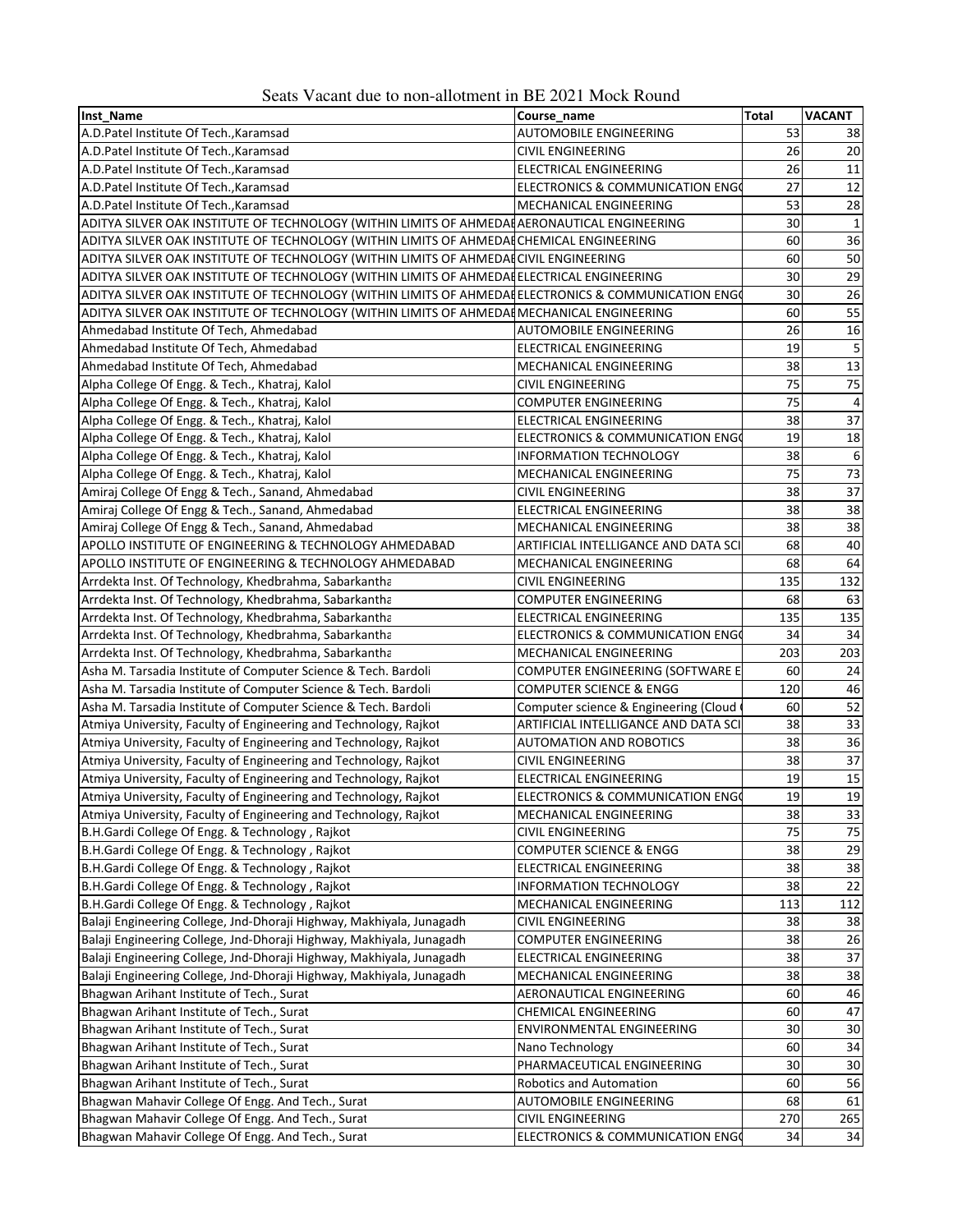# Seats Vacant due to non-allotment in BE 2021 Mock Round

| Inst_Name | Course_name | Total | VACANT |
|---|---|---|---|
| A.D.Patel Institute Of Tech.,Karamsad | AUTOMOBILE ENGINEERING | 53 | 38 |
| A.D.Patel Institute Of Tech.,Karamsad | CIVIL ENGINEERING | 26 | 20 |
| A.D.Patel Institute Of Tech.,Karamsad | ELECTRICAL ENGINEERING | 26 | 11 |
| A.D.Patel Institute Of Tech.,Karamsad | ELECTRONICS & COMMUNICATION ENGG | 27 | 12 |
| A.D.Patel Institute Of Tech.,Karamsad | MECHANICAL ENGINEERING | 53 | 28 |
| ADITYA SILVER OAK INSTITUTE OF TECHNOLOGY (WITHIN LIMITS OF AHMEDAE | AERONAUTICAL ENGINEERING | 30 | 1 |
| ADITYA SILVER OAK INSTITUTE OF TECHNOLOGY (WITHIN LIMITS OF AHMEDAE | CHEMICAL ENGINEERING | 60 | 36 |
| ADITYA SILVER OAK INSTITUTE OF TECHNOLOGY (WITHIN LIMITS OF AHMEDAE | CIVIL ENGINEERING | 60 | 50 |
| ADITYA SILVER OAK INSTITUTE OF TECHNOLOGY (WITHIN LIMITS OF AHMEDAE | ELECTRICAL ENGINEERING | 30 | 29 |
| ADITYA SILVER OAK INSTITUTE OF TECHNOLOGY (WITHIN LIMITS OF AHMEDAE | ELECTRONICS & COMMUNICATION ENGG | 30 | 26 |
| ADITYA SILVER OAK INSTITUTE OF TECHNOLOGY (WITHIN LIMITS OF AHMEDAE | MECHANICAL ENGINEERING | 60 | 55 |
| Ahmedabad Institute Of Tech, Ahmedabad | AUTOMOBILE ENGINEERING | 26 | 16 |
| Ahmedabad Institute Of Tech, Ahmedabad | ELECTRICAL ENGINEERING | 19 | 5 |
| Ahmedabad Institute Of Tech, Ahmedabad | MECHANICAL ENGINEERING | 38 | 13 |
| Alpha College Of Engg. & Tech., Khatraj, Kalol | CIVIL ENGINEERING | 75 | 75 |
| Alpha College Of Engg. & Tech., Khatraj, Kalol | COMPUTER ENGINEERING | 75 | 4 |
| Alpha College Of Engg. & Tech., Khatraj, Kalol | ELECTRICAL ENGINEERING | 38 | 37 |
| Alpha College Of Engg. & Tech., Khatraj, Kalol | ELECTRONICS & COMMUNICATION ENGG | 19 | 18 |
| Alpha College Of Engg. & Tech., Khatraj, Kalol | INFORMATION TECHNOLOGY | 38 | 6 |
| Alpha College Of Engg. & Tech., Khatraj, Kalol | MECHANICAL ENGINEERING | 75 | 73 |
| Amiraj College Of Engg & Tech., Sanand, Ahmedabad | CIVIL ENGINEERING | 38 | 37 |
| Amiraj College Of Engg & Tech., Sanand, Ahmedabad | ELECTRICAL ENGINEERING | 38 | 38 |
| Amiraj College Of Engg & Tech., Sanand, Ahmedabad | MECHANICAL ENGINEERING | 38 | 38 |
| APOLLO INSTITUTE OF ENGINEERING & TECHNOLOGY AHMEDABAD | ARTIFICIAL INTELLIGANCE AND DATA SCI | 68 | 40 |
| APOLLO INSTITUTE OF ENGINEERING & TECHNOLOGY AHMEDABAD | MECHANICAL ENGINEERING | 68 | 64 |
| Arrdekta Inst. Of Technology, Khedbrahma, Sabarkantha | CIVIL ENGINEERING | 135 | 132 |
| Arrdekta Inst. Of Technology, Khedbrahma, Sabarkantha | COMPUTER ENGINEERING | 68 | 63 |
| Arrdekta Inst. Of Technology, Khedbrahma, Sabarkantha | ELECTRICAL ENGINEERING | 135 | 135 |
| Arrdekta Inst. Of Technology, Khedbrahma, Sabarkantha | ELECTRONICS & COMMUNICATION ENGG | 34 | 34 |
| Arrdekta Inst. Of Technology, Khedbrahma, Sabarkantha | MECHANICAL ENGINEERING | 203 | 203 |
| Asha M. Tarsadia Institute of Computer Science & Tech. Bardoli | COMPUTER ENGINEERING (SOFTWARE E | 60 | 24 |
| Asha M. Tarsadia Institute of Computer Science & Tech. Bardoli | COMPUTER SCIENCE & ENGG | 120 | 46 |
| Asha M. Tarsadia Institute of Computer Science & Tech. Bardoli | Computer science & Engineering (Cloud | 60 | 52 |
| Atmiya University, Faculty of Engineering and Technology, Rajkot | ARTIFICIAL INTELLIGANCE AND DATA SCI | 38 | 33 |
| Atmiya University, Faculty of Engineering and Technology, Rajkot | AUTOMATION AND ROBOTICS | 38 | 36 |
| Atmiya University, Faculty of Engineering and Technology, Rajkot | CIVIL ENGINEERING | 38 | 37 |
| Atmiya University, Faculty of Engineering and Technology, Rajkot | ELECTRICAL ENGINEERING | 19 | 15 |
| Atmiya University, Faculty of Engineering and Technology, Rajkot | ELECTRONICS & COMMUNICATION ENGG | 19 | 19 |
| Atmiya University, Faculty of Engineering and Technology, Rajkot | MECHANICAL ENGINEERING | 38 | 33 |
| B.H.Gardi College Of Engg. & Technology , Rajkot | CIVIL ENGINEERING | 75 | 75 |
| B.H.Gardi College Of Engg. & Technology , Rajkot | COMPUTER SCIENCE & ENGG | 38 | 29 |
| B.H.Gardi College Of Engg. & Technology , Rajkot | ELECTRICAL ENGINEERING | 38 | 38 |
| B.H.Gardi College Of Engg. & Technology , Rajkot | INFORMATION TECHNOLOGY | 38 | 22 |
| B.H.Gardi College Of Engg. & Technology , Rajkot | MECHANICAL ENGINEERING | 113 | 112 |
| Balaji Engineering College, Jnd-Dhoraji Highway, Makhiyala, Junagadh | CIVIL ENGINEERING | 38 | 38 |
| Balaji Engineering College, Jnd-Dhoraji Highway, Makhiyala, Junagadh | COMPUTER ENGINEERING | 38 | 26 |
| Balaji Engineering College, Jnd-Dhoraji Highway, Makhiyala, Junagadh | ELECTRICAL ENGINEERING | 38 | 37 |
| Balaji Engineering College, Jnd-Dhoraji Highway, Makhiyala, Junagadh | MECHANICAL ENGINEERING | 38 | 38 |
| Bhagwan Arihant Institute of Tech., Surat | AERONAUTICAL ENGINEERING | 60 | 46 |
| Bhagwan Arihant Institute of Tech., Surat | CHEMICAL ENGINEERING | 60 | 47 |
| Bhagwan Arihant Institute of Tech., Surat | ENVIRONMENTAL ENGINEERING | 30 | 30 |
| Bhagwan Arihant Institute of Tech., Surat | Nano Technology | 60 | 34 |
| Bhagwan Arihant Institute of Tech., Surat | PHARMACEUTICAL ENGINEERING | 30 | 30 |
| Bhagwan Arihant Institute of Tech., Surat | Robotics and Automation | 60 | 56 |
| Bhagwan Mahavir College Of Engg. And Tech., Surat | AUTOMOBILE ENGINEERING | 68 | 61 |
| Bhagwan Mahavir College Of Engg. And Tech., Surat | CIVIL ENGINEERING | 270 | 265 |
| Bhagwan Mahavir College Of Engg. And Tech., Surat | ELECTRONICS & COMMUNICATION ENGG | 34 | 34 |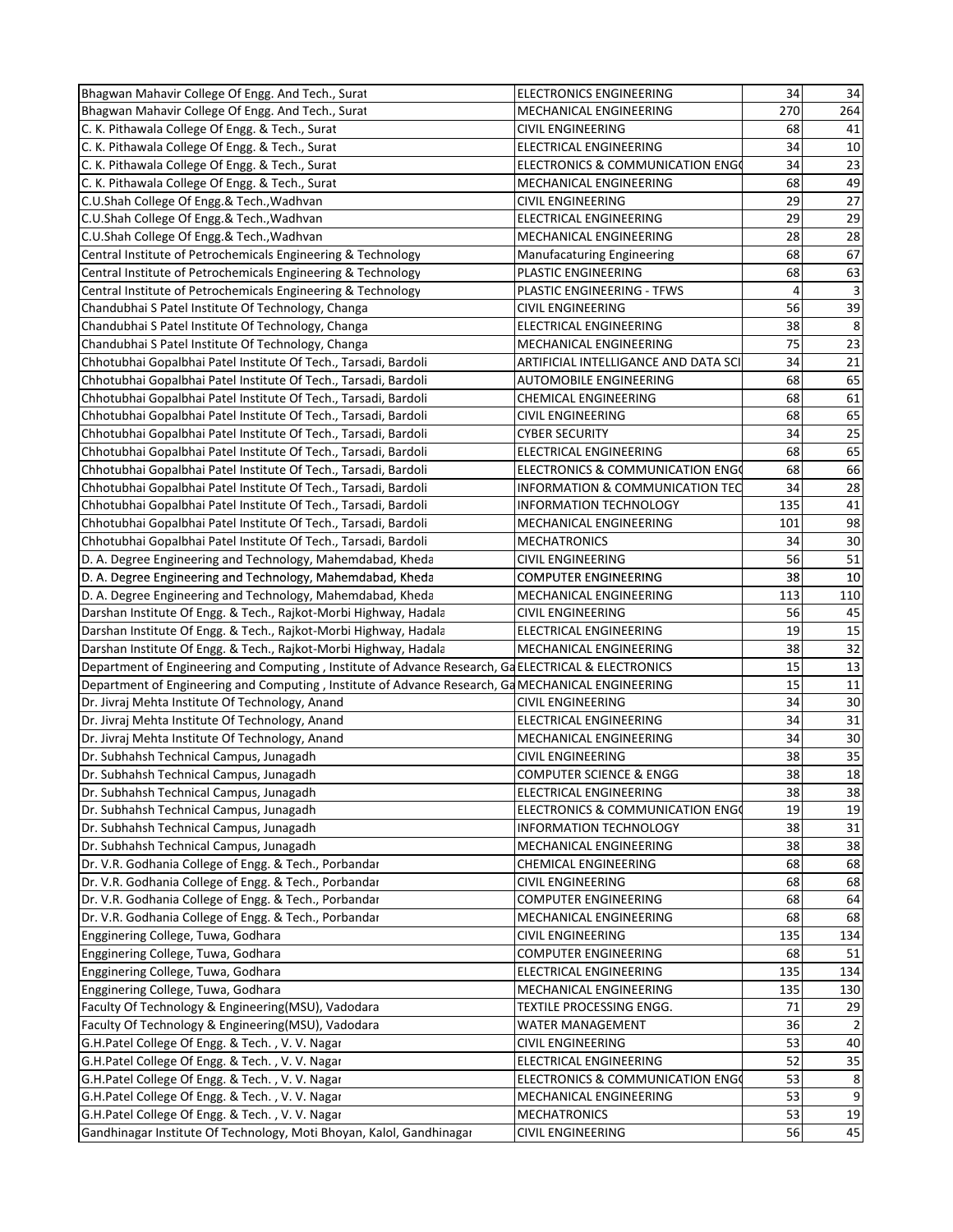| | | | |
|---|---|---|---|
| Bhagwan Mahavir College Of Engg. And Tech., Surat | ELECTRONICS ENGINEERING | 34 | 34 |
| Bhagwan Mahavir College Of Engg. And Tech., Surat | MECHANICAL ENGINEERING | 270 | 264 |
| C. K. Pithawala College Of Engg. & Tech., Surat | CIVIL ENGINEERING | 68 | 41 |
| C. K. Pithawala College Of Engg. & Tech., Surat | ELECTRICAL ENGINEERING | 34 | 10 |
| C. K. Pithawala College Of Engg. & Tech., Surat | ELECTRONICS & COMMUNICATION ENGG | 34 | 23 |
| C. K. Pithawala College Of Engg. & Tech., Surat | MECHANICAL ENGINEERING | 68 | 49 |
| C.U.Shah College Of Engg.& Tech.,Wadhvan | CIVIL ENGINEERING | 29 | 27 |
| C.U.Shah College Of Engg.& Tech.,Wadhvan | ELECTRICAL ENGINEERING | 29 | 29 |
| C.U.Shah College Of Engg.& Tech.,Wadhvan | MECHANICAL ENGINEERING | 28 | 28 |
| Central Institute of Petrochemicals Engineering & Technology | Manufacaturing Engineering | 68 | 67 |
| Central Institute of Petrochemicals Engineering & Technology | PLASTIC ENGINEERING | 68 | 63 |
| Central Institute of Petrochemicals Engineering & Technology | PLASTIC ENGINEERING - TFWS | 4 | 3 |
| Chandubhai S Patel Institute Of Technology, Changa | CIVIL ENGINEERING | 56 | 39 |
| Chandubhai S Patel Institute Of Technology, Changa | ELECTRICAL ENGINEERING | 38 | 8 |
| Chandubhai S Patel Institute Of Technology, Changa | MECHANICAL ENGINEERING | 75 | 23 |
| Chhotubhai Gopalbhai Patel Institute Of Tech., Tarsadi, Bardoli | ARTIFICIAL INTELLIGANCE AND DATA SCI | 34 | 21 |
| Chhotubhai Gopalbhai Patel Institute Of Tech., Tarsadi, Bardoli | AUTOMOBILE ENGINEERING | 68 | 65 |
| Chhotubhai Gopalbhai Patel Institute Of Tech., Tarsadi, Bardoli | CHEMICAL ENGINEERING | 68 | 61 |
| Chhotubhai Gopalbhai Patel Institute Of Tech., Tarsadi, Bardoli | CIVIL ENGINEERING | 68 | 65 |
| Chhotubhai Gopalbhai Patel Institute Of Tech., Tarsadi, Bardoli | CYBER SECURITY | 34 | 25 |
| Chhotubhai Gopalbhai Patel Institute Of Tech., Tarsadi, Bardoli | ELECTRICAL ENGINEERING | 68 | 65 |
| Chhotubhai Gopalbhai Patel Institute Of Tech., Tarsadi, Bardoli | ELECTRONICS & COMMUNICATION ENGG | 68 | 66 |
| Chhotubhai Gopalbhai Patel Institute Of Tech., Tarsadi, Bardoli | INFORMATION & COMMUNICATION TEC | 34 | 28 |
| Chhotubhai Gopalbhai Patel Institute Of Tech., Tarsadi, Bardoli | INFORMATION TECHNOLOGY | 135 | 41 |
| Chhotubhai Gopalbhai Patel Institute Of Tech., Tarsadi, Bardoli | MECHANICAL ENGINEERING | 101 | 98 |
| Chhotubhai Gopalbhai Patel Institute Of Tech., Tarsadi, Bardoli | MECHATRONICS | 34 | 30 |
| D. A. Degree Engineering and Technology, Mahemdabad, Kheda | CIVIL ENGINEERING | 56 | 51 |
| D. A. Degree Engineering and Technology, Mahemdabad, Kheda | COMPUTER ENGINEERING | 38 | 10 |
| D. A. Degree Engineering and Technology, Mahemdabad, Kheda | MECHANICAL ENGINEERING | 113 | 110 |
| Darshan Institute Of Engg. & Tech., Rajkot-Morbi Highway, Hadala | CIVIL ENGINEERING | 56 | 45 |
| Darshan Institute Of Engg. & Tech., Rajkot-Morbi Highway, Hadala | ELECTRICAL ENGINEERING | 19 | 15 |
| Darshan Institute Of Engg. & Tech., Rajkot-Morbi Highway, Hadala | MECHANICAL ENGINEERING | 38 | 32 |
| Department of Engineering and Computing , Institute of Advance Research, Ga | ELECTRICAL & ELECTRONICS | 15 | 13 |
| Department of Engineering and Computing , Institute of Advance Research, Ga | MECHANICAL ENGINEERING | 15 | 11 |
| Dr. Jivraj Mehta Institute Of Technology, Anand | CIVIL ENGINEERING | 34 | 30 |
| Dr. Jivraj Mehta Institute Of Technology, Anand | ELECTRICAL ENGINEERING | 34 | 31 |
| Dr. Jivraj Mehta Institute Of Technology, Anand | MECHANICAL ENGINEERING | 34 | 30 |
| Dr. Subhahsh Technical Campus, Junagadh | CIVIL ENGINEERING | 38 | 35 |
| Dr. Subhahsh Technical Campus, Junagadh | COMPUTER SCIENCE & ENGG | 38 | 18 |
| Dr. Subhahsh Technical Campus, Junagadh | ELECTRICAL ENGINEERING | 38 | 38 |
| Dr. Subhahsh Technical Campus, Junagadh | ELECTRONICS & COMMUNICATION ENGG | 19 | 19 |
| Dr. Subhahsh Technical Campus, Junagadh | INFORMATION TECHNOLOGY | 38 | 31 |
| Dr. Subhahsh Technical Campus, Junagadh | MECHANICAL ENGINEERING | 38 | 38 |
| Dr. V.R. Godhania College of Engg. & Tech., Porbandar | CHEMICAL ENGINEERING | 68 | 68 |
| Dr. V.R. Godhania College of Engg. & Tech., Porbandar | CIVIL ENGINEERING | 68 | 68 |
| Dr. V.R. Godhania College of Engg. & Tech., Porbandar | COMPUTER ENGINEERING | 68 | 64 |
| Dr. V.R. Godhania College of Engg. & Tech., Porbandar | MECHANICAL ENGINEERING | 68 | 68 |
| Engginering College, Tuwa, Godhara | CIVIL ENGINEERING | 135 | 134 |
| Engginering College, Tuwa, Godhara | COMPUTER ENGINEERING | 68 | 51 |
| Engginering College, Tuwa, Godhara | ELECTRICAL ENGINEERING | 135 | 134 |
| Engginering College, Tuwa, Godhara | MECHANICAL ENGINEERING | 135 | 130 |
| Faculty Of Technology & Engineering(MSU), Vadodara | TEXTILE PROCESSING ENGG. | 71 | 29 |
| Faculty Of Technology & Engineering(MSU), Vadodara | WATER MANAGEMENT | 36 | 2 |
| G.H.Patel College Of Engg. & Tech. , V. V. Nagar | CIVIL ENGINEERING | 53 | 40 |
| G.H.Patel College Of Engg. & Tech. , V. V. Nagar | ELECTRICAL ENGINEERING | 52 | 35 |
| G.H.Patel College Of Engg. & Tech. , V. V. Nagar | ELECTRONICS & COMMUNICATION ENGG | 53 | 8 |
| G.H.Patel College Of Engg. & Tech. , V. V. Nagar | MECHANICAL ENGINEERING | 53 | 9 |
| G.H.Patel College Of Engg. & Tech. , V. V. Nagar | MECHATRONICS | 53 | 19 |
| Gandhinagar Institute Of Technology, Moti Bhoyan, Kalol, Gandhinagar | CIVIL ENGINEERING | 56 | 45 |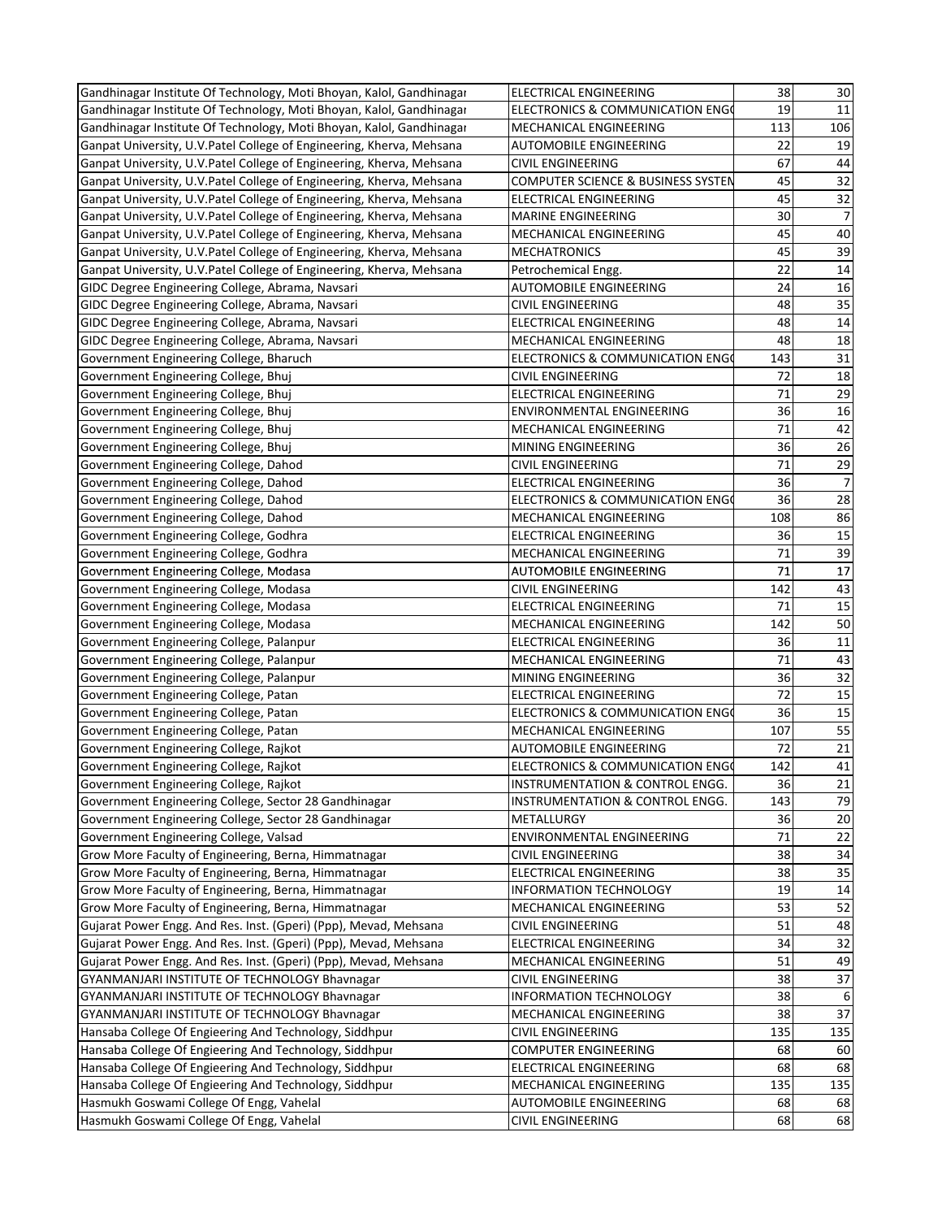| | | | |
|---|---|---|---|
| Gandhinagar Institute Of Technology, Moti Bhoyan, Kalol, Gandhinagar | ELECTRICAL ENGINEERING | 38 | 30 |
| Gandhinagar Institute Of Technology, Moti Bhoyan, Kalol, Gandhinagar | ELECTRONICS & COMMUNICATION ENGG | 19 | 11 |
| Gandhinagar Institute Of Technology, Moti Bhoyan, Kalol, Gandhinagar | MECHANICAL ENGINEERING | 113 | 106 |
| Ganpat University, U.V.Patel College of Engineering, Kherva, Mehsana | AUTOMOBILE ENGINEERING | 22 | 19 |
| Ganpat University, U.V.Patel College of Engineering, Kherva, Mehsana | CIVIL ENGINEERING | 67 | 44 |
| Ganpat University, U.V.Patel College of Engineering, Kherva, Mehsana | COMPUTER SCIENCE & BUSINESS SYSTEM | 45 | 32 |
| Ganpat University, U.V.Patel College of Engineering, Kherva, Mehsana | ELECTRICAL ENGINEERING | 45 | 32 |
| Ganpat University, U.V.Patel College of Engineering, Kherva, Mehsana | MARINE ENGINEERING | 30 | 7 |
| Ganpat University, U.V.Patel College of Engineering, Kherva, Mehsana | MECHANICAL ENGINEERING | 45 | 40 |
| Ganpat University, U.V.Patel College of Engineering, Kherva, Mehsana | MECHATRONICS | 45 | 39 |
| Ganpat University, U.V.Patel College of Engineering, Kherva, Mehsana | Petrochemical Engg. | 22 | 14 |
| GIDC Degree Engineering College, Abrama, Navsari | AUTOMOBILE ENGINEERING | 24 | 16 |
| GIDC Degree Engineering College, Abrama, Navsari | CIVIL ENGINEERING | 48 | 35 |
| GIDC Degree Engineering College, Abrama, Navsari | ELECTRICAL ENGINEERING | 48 | 14 |
| GIDC Degree Engineering College, Abrama, Navsari | MECHANICAL ENGINEERING | 48 | 18 |
| Government Engineering College, Bharuch | ELECTRONICS & COMMUNICATION ENGG | 143 | 31 |
| Government Engineering College, Bhuj | CIVIL ENGINEERING | 72 | 18 |
| Government Engineering College, Bhuj | ELECTRICAL ENGINEERING | 71 | 29 |
| Government Engineering College, Bhuj | ENVIRONMENTAL ENGINEERING | 36 | 16 |
| Government Engineering College, Bhuj | MECHANICAL ENGINEERING | 71 | 42 |
| Government Engineering College, Bhuj | MINING ENGINEERING | 36 | 26 |
| Government Engineering College, Dahod | CIVIL ENGINEERING | 71 | 29 |
| Government Engineering College, Dahod | ELECTRICAL ENGINEERING | 36 | 7 |
| Government Engineering College, Dahod | ELECTRONICS & COMMUNICATION ENGG | 36 | 28 |
| Government Engineering College, Dahod | MECHANICAL ENGINEERING | 108 | 86 |
| Government Engineering College, Godhra | ELECTRICAL ENGINEERING | 36 | 15 |
| Government Engineering College, Godhra | MECHANICAL ENGINEERING | 71 | 39 |
| Government Engineering College, Modasa | AUTOMOBILE ENGINEERING | 71 | 17 |
| Government Engineering College, Modasa | CIVIL ENGINEERING | 142 | 43 |
| Government Engineering College, Modasa | ELECTRICAL ENGINEERING | 71 | 15 |
| Government Engineering College, Modasa | MECHANICAL ENGINEERING | 142 | 50 |
| Government Engineering College, Palanpur | ELECTRICAL ENGINEERING | 36 | 11 |
| Government Engineering College, Palanpur | MECHANICAL ENGINEERING | 71 | 43 |
| Government Engineering College, Palanpur | MINING ENGINEERING | 36 | 32 |
| Government Engineering College, Patan | ELECTRICAL ENGINEERING | 72 | 15 |
| Government Engineering College, Patan | ELECTRONICS & COMMUNICATION ENGG | 36 | 15 |
| Government Engineering College, Patan | MECHANICAL ENGINEERING | 107 | 55 |
| Government Engineering College, Rajkot | AUTOMOBILE ENGINEERING | 72 | 21 |
| Government Engineering College, Rajkot | ELECTRONICS & COMMUNICATION ENGG | 142 | 41 |
| Government Engineering College, Rajkot | INSTRUMENTATION & CONTROL ENGG. | 36 | 21 |
| Government Engineering College, Sector 28 Gandhinagar | INSTRUMENTATION & CONTROL ENGG. | 143 | 79 |
| Government Engineering College, Sector 28 Gandhinagar | METALLURGY | 36 | 20 |
| Government Engineering College, Valsad | ENVIRONMENTAL ENGINEERING | 71 | 22 |
| Grow More Faculty of Engineering, Berna, Himmatnagar | CIVIL ENGINEERING | 38 | 34 |
| Grow More Faculty of Engineering, Berna, Himmatnagar | ELECTRICAL ENGINEERING | 38 | 35 |
| Grow More Faculty of Engineering, Berna, Himmatnagar | INFORMATION TECHNOLOGY | 19 | 14 |
| Grow More Faculty of Engineering, Berna, Himmatnagar | MECHANICAL ENGINEERING | 53 | 52 |
| Gujarat Power Engg. And Res. Inst. (Gperi) (Ppp), Mevad, Mehsana | CIVIL ENGINEERING | 51 | 48 |
| Gujarat Power Engg. And Res. Inst. (Gperi) (Ppp), Mevad, Mehsana | ELECTRICAL ENGINEERING | 34 | 32 |
| Gujarat Power Engg. And Res. Inst. (Gperi) (Ppp), Mevad, Mehsana | MECHANICAL ENGINEERING | 51 | 49 |
| GYANMANJARI INSTITUTE OF TECHNOLOGY Bhavnagar | CIVIL ENGINEERING | 38 | 37 |
| GYANMANJARI INSTITUTE OF TECHNOLOGY Bhavnagar | INFORMATION TECHNOLOGY | 38 | 6 |
| GYANMANJARI INSTITUTE OF TECHNOLOGY Bhavnagar | MECHANICAL ENGINEERING | 38 | 37 |
| Hansaba College Of Engieering And Technology, Siddhpur | CIVIL ENGINEERING | 135 | 135 |
| Hansaba College Of Engieering And Technology, Siddhpur | COMPUTER ENGINEERING | 68 | 60 |
| Hansaba College Of Engieering And Technology, Siddhpur | ELECTRICAL ENGINEERING | 68 | 68 |
| Hansaba College Of Engieering And Technology, Siddhpur | MECHANICAL ENGINEERING | 135 | 135 |
| Hasmukh Goswami College Of Engg, Vahelal | AUTOMOBILE ENGINEERING | 68 | 68 |
| Hasmukh Goswami College Of Engg, Vahelal | CIVIL ENGINEERING | 68 | 68 |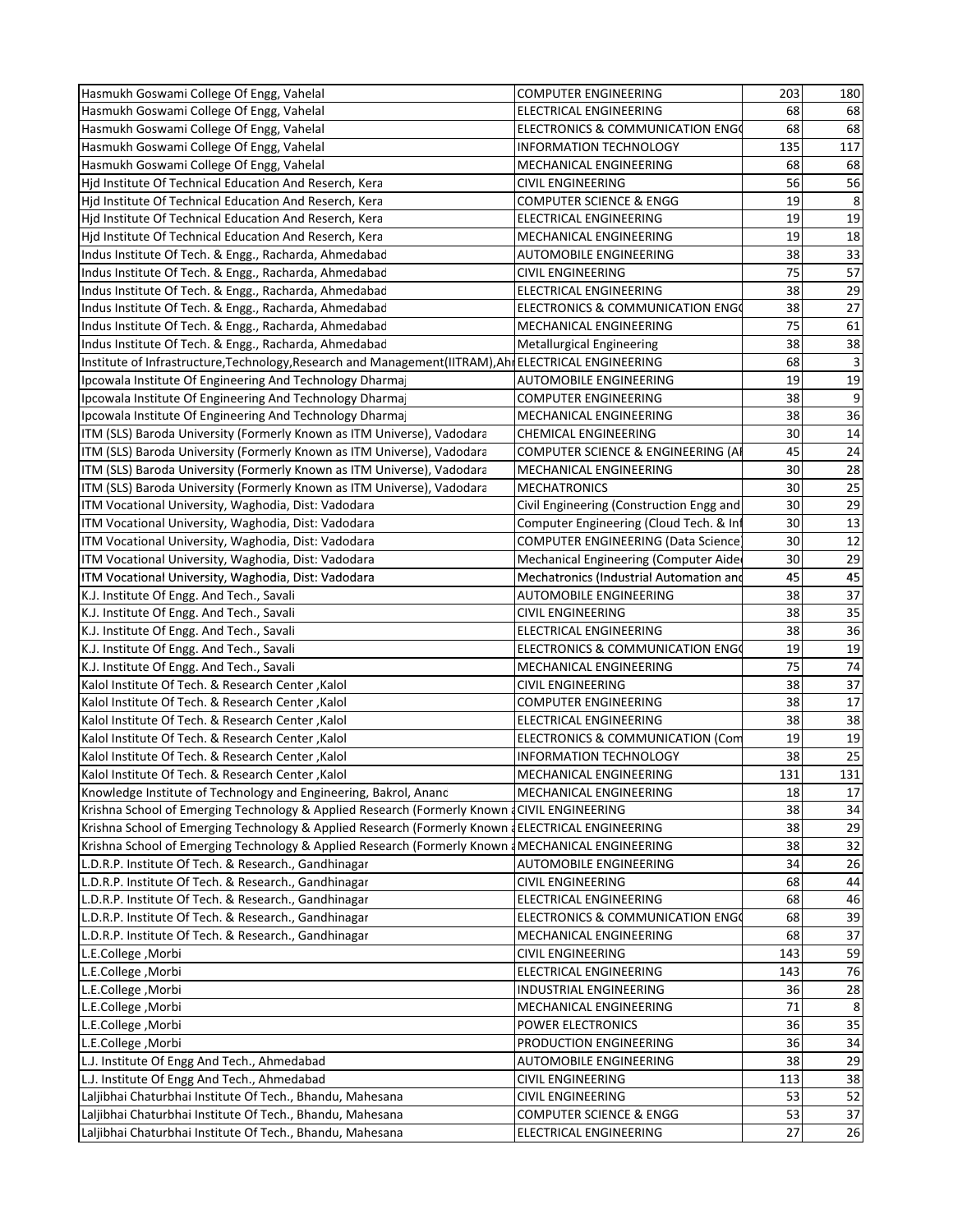| | | | |
|---|---|---|---|
| Hasmukh Goswami College Of Engg, Vahelal | COMPUTER ENGINEERING | 203 | 180 |
| Hasmukh Goswami College Of Engg, Vahelal | ELECTRICAL ENGINEERING | 68 | 68 |
| Hasmukh Goswami College Of Engg, Vahelal | ELECTRONICS & COMMUNICATION ENGG | 68 | 68 |
| Hasmukh Goswami College Of Engg, Vahelal | INFORMATION TECHNOLOGY | 135 | 117 |
| Hasmukh Goswami College Of Engg, Vahelal | MECHANICAL ENGINEERING | 68 | 68 |
| Hjd Institute Of Technical Education And Reserch, Kera | CIVIL ENGINEERING | 56 | 56 |
| Hjd Institute Of Technical Education And Reserch, Kera | COMPUTER SCIENCE & ENGG | 19 | 8 |
| Hjd Institute Of Technical Education And Reserch, Kera | ELECTRICAL ENGINEERING | 19 | 19 |
| Hjd Institute Of Technical Education And Reserch, Kera | MECHANICAL ENGINEERING | 19 | 18 |
| Indus Institute Of Tech. & Engg., Racharda, Ahmedabad | AUTOMOBILE ENGINEERING | 38 | 33 |
| Indus Institute Of Tech. & Engg., Racharda, Ahmedabad | CIVIL ENGINEERING | 75 | 57 |
| Indus Institute Of Tech. & Engg., Racharda, Ahmedabad | ELECTRICAL ENGINEERING | 38 | 29 |
| Indus Institute Of Tech. & Engg., Racharda, Ahmedabad | ELECTRONICS & COMMUNICATION ENGG | 38 | 27 |
| Indus Institute Of Tech. & Engg., Racharda, Ahmedabad | MECHANICAL ENGINEERING | 75 | 61 |
| Indus Institute Of Tech. & Engg., Racharda, Ahmedabad | Metallurgical Engineering | 38 | 38 |
| Institute of Infrastructure,Technology,Research and Management(IITRAM),Ahı | ELECTRICAL ENGINEERING | 68 | 3 |
| Ipcowala Institute Of Engineering And Technology Dharmaj | AUTOMOBILE ENGINEERING | 19 | 19 |
| Ipcowala Institute Of Engineering And Technology Dharmaj | COMPUTER ENGINEERING | 38 | 9 |
| Ipcowala Institute Of Engineering And Technology Dharmaj | MECHANICAL ENGINEERING | 38 | 36 |
| ITM (SLS) Baroda University (Formerly Known as ITM Universe), Vadodara | CHEMICAL ENGINEERING | 30 | 14 |
| ITM (SLS) Baroda University (Formerly Known as ITM Universe), Vadodara | COMPUTER SCIENCE & ENGINEERING (AI | 45 | 24 |
| ITM (SLS) Baroda University (Formerly Known as ITM Universe), Vadodara | MECHANICAL ENGINEERING | 30 | 28 |
| ITM (SLS) Baroda University (Formerly Known as ITM Universe), Vadodara | MECHATRONICS | 30 | 25 |
| ITM Vocational University, Waghodia, Dist: Vadodara | Civil Engineering (Construction Engg and | 30 | 29 |
| ITM Vocational University, Waghodia, Dist: Vadodara | Computer Engineering (Cloud Tech. & Inf | 30 | 13 |
| ITM Vocational University, Waghodia, Dist: Vadodara | COMPUTER ENGINEERING (Data Science) | 30 | 12 |
| ITM Vocational University, Waghodia, Dist: Vadodara | Mechanical Engineering (Computer Aided | 30 | 29 |
| ITM Vocational University, Waghodia, Dist: Vadodara | Mechatronics (Industrial Automation and | 45 | 45 |
| K.J. Institute Of Engg. And Tech., Savali | AUTOMOBILE ENGINEERING | 38 | 37 |
| K.J. Institute Of Engg. And Tech., Savali | CIVIL ENGINEERING | 38 | 35 |
| K.J. Institute Of Engg. And Tech., Savali | ELECTRICAL ENGINEERING | 38 | 36 |
| K.J. Institute Of Engg. And Tech., Savali | ELECTRONICS & COMMUNICATION ENGG | 19 | 19 |
| K.J. Institute Of Engg. And Tech., Savali | MECHANICAL ENGINEERING | 75 | 74 |
| Kalol Institute Of Tech. & Research Center ,Kalol | CIVIL ENGINEERING | 38 | 37 |
| Kalol Institute Of Tech. & Research Center ,Kalol | COMPUTER ENGINEERING | 38 | 17 |
| Kalol Institute Of Tech. & Research Center ,Kalol | ELECTRICAL ENGINEERING | 38 | 38 |
| Kalol Institute Of Tech. & Research Center ,Kalol | ELECTRONICS & COMMUNICATION (Com | 19 | 19 |
| Kalol Institute Of Tech. & Research Center ,Kalol | INFORMATION TECHNOLOGY | 38 | 25 |
| Kalol Institute Of Tech. & Research Center ,Kalol | MECHANICAL ENGINEERING | 131 | 131 |
| Knowledge Institute of Technology and Engineering, Bakrol, Anand | MECHANICAL ENGINEERING | 18 | 17 |
| Krishna School of Emerging Technology & Applied Research (Formerly Known a | CIVIL ENGINEERING | 38 | 34 |
| Krishna School of Emerging Technology & Applied Research (Formerly Known a | ELECTRICAL ENGINEERING | 38 | 29 |
| Krishna School of Emerging Technology & Applied Research (Formerly Known a | MECHANICAL ENGINEERING | 38 | 32 |
| L.D.R.P. Institute Of Tech. & Research., Gandhinagar | AUTOMOBILE ENGINEERING | 34 | 26 |
| L.D.R.P. Institute Of Tech. & Research., Gandhinagar | CIVIL ENGINEERING | 68 | 44 |
| L.D.R.P. Institute Of Tech. & Research., Gandhinagar | ELECTRICAL ENGINEERING | 68 | 46 |
| L.D.R.P. Institute Of Tech. & Research., Gandhinagar | ELECTRONICS & COMMUNICATION ENGG | 68 | 39 |
| L.D.R.P. Institute Of Tech. & Research., Gandhinagar | MECHANICAL ENGINEERING | 68 | 37 |
| L.E.College ,Morbi | CIVIL ENGINEERING | 143 | 59 |
| L.E.College ,Morbi | ELECTRICAL ENGINEERING | 143 | 76 |
| L.E.College ,Morbi | INDUSTRIAL ENGINEERING | 36 | 28 |
| L.E.College ,Morbi | MECHANICAL ENGINEERING | 71 | 8 |
| L.E.College ,Morbi | POWER ELECTRONICS | 36 | 35 |
| L.E.College ,Morbi | PRODUCTION ENGINEERING | 36 | 34 |
| L.J. Institute Of Engg And Tech., Ahmedabad | AUTOMOBILE ENGINEERING | 38 | 29 |
| L.J. Institute Of Engg And Tech., Ahmedabad | CIVIL ENGINEERING | 113 | 38 |
| Laljibhai Chaturbhai Institute Of Tech., Bhandu, Mahesana | CIVIL ENGINEERING | 53 | 52 |
| Laljibhai Chaturbhai Institute Of Tech., Bhandu, Mahesana | COMPUTER SCIENCE & ENGG | 53 | 37 |
| Laljibhai Chaturbhai Institute Of Tech., Bhandu, Mahesana | ELECTRICAL ENGINEERING | 27 | 26 |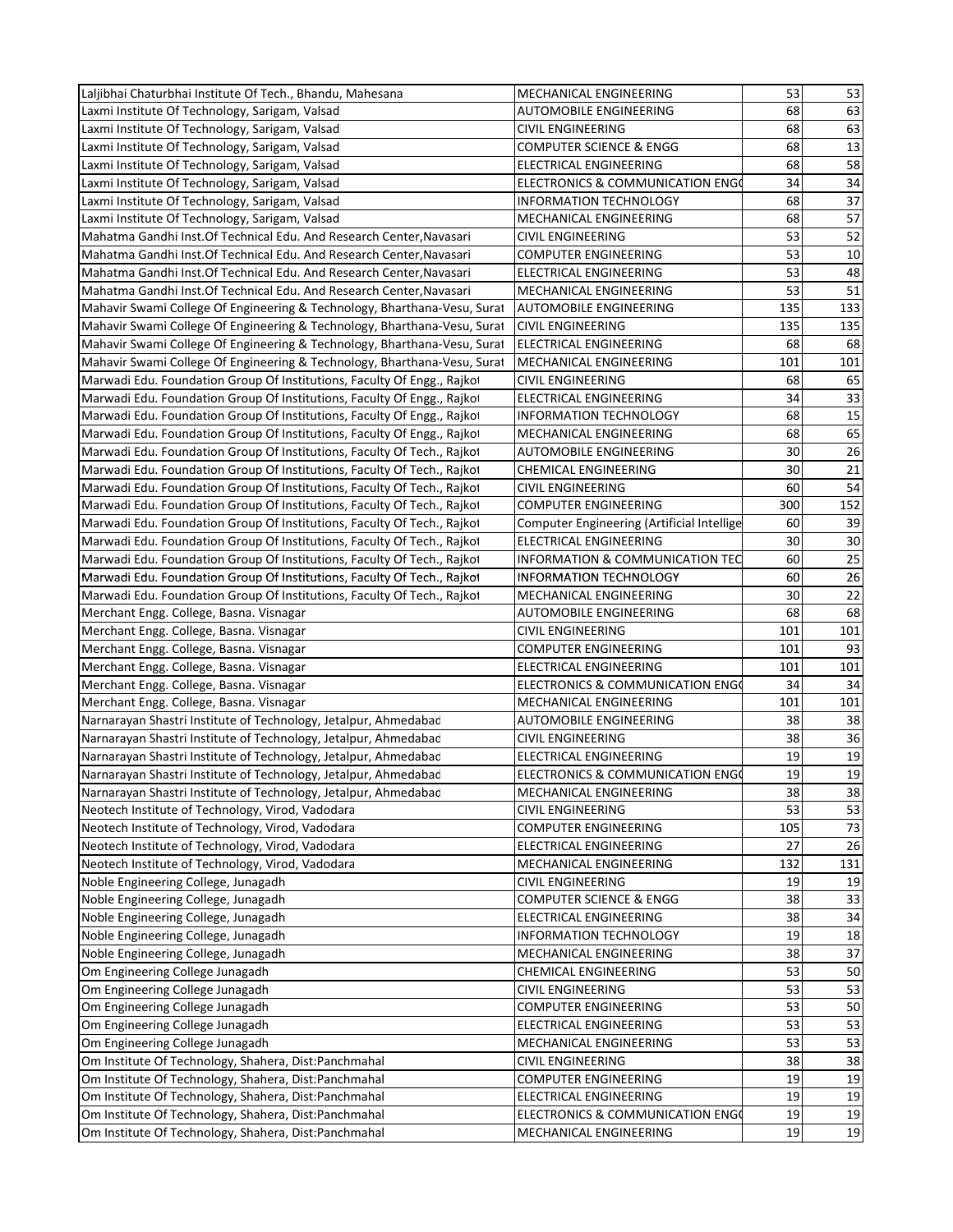| | | | |
|---|---|---|---|
| Laljibhai Chaturbhai Institute Of Tech., Bhandu, Mahesana | MECHANICAL ENGINEERING | 53 | 53 |
| Laxmi Institute Of Technology, Sarigam, Valsad | AUTOMOBILE ENGINEERING | 68 | 63 |
| Laxmi Institute Of Technology, Sarigam, Valsad | CIVIL ENGINEERING | 68 | 63 |
| Laxmi Institute Of Technology, Sarigam, Valsad | COMPUTER SCIENCE & ENGG | 68 | 13 |
| Laxmi Institute Of Technology, Sarigam, Valsad | ELECTRICAL ENGINEERING | 68 | 58 |
| Laxmi Institute Of Technology, Sarigam, Valsad | ELECTRONICS & COMMUNICATION ENGG | 34 | 34 |
| Laxmi Institute Of Technology, Sarigam, Valsad | INFORMATION TECHNOLOGY | 68 | 37 |
| Laxmi Institute Of Technology, Sarigam, Valsad | MECHANICAL ENGINEERING | 68 | 57 |
| Mahatma Gandhi Inst.Of Technical Edu. And Research Center,Navasari | CIVIL ENGINEERING | 53 | 52 |
| Mahatma Gandhi Inst.Of Technical Edu. And Research Center,Navasari | COMPUTER ENGINEERING | 53 | 10 |
| Mahatma Gandhi Inst.Of Technical Edu. And Research Center,Navasari | ELECTRICAL ENGINEERING | 53 | 48 |
| Mahatma Gandhi Inst.Of Technical Edu. And Research Center,Navasari | MECHANICAL ENGINEERING | 53 | 51 |
| Mahavir Swami College Of Engineering & Technology, Bharthana-Vesu, Surat | AUTOMOBILE ENGINEERING | 135 | 133 |
| Mahavir Swami College Of Engineering & Technology, Bharthana-Vesu, Surat | CIVIL ENGINEERING | 135 | 135 |
| Mahavir Swami College Of Engineering & Technology, Bharthana-Vesu, Surat | ELECTRICAL ENGINEERING | 68 | 68 |
| Mahavir Swami College Of Engineering & Technology, Bharthana-Vesu, Surat | MECHANICAL ENGINEERING | 101 | 101 |
| Marwadi Edu. Foundation Group Of Institutions, Faculty Of Engg., Rajkot | CIVIL ENGINEERING | 68 | 65 |
| Marwadi Edu. Foundation Group Of Institutions, Faculty Of Engg., Rajkot | ELECTRICAL ENGINEERING | 34 | 33 |
| Marwadi Edu. Foundation Group Of Institutions, Faculty Of Engg., Rajkot | INFORMATION TECHNOLOGY | 68 | 15 |
| Marwadi Edu. Foundation Group Of Institutions, Faculty Of Engg., Rajkot | MECHANICAL ENGINEERING | 68 | 65 |
| Marwadi Edu. Foundation Group Of Institutions, Faculty Of Tech., Rajkot | AUTOMOBILE ENGINEERING | 30 | 26 |
| Marwadi Edu. Foundation Group Of Institutions, Faculty Of Tech., Rajkot | CHEMICAL ENGINEERING | 30 | 21 |
| Marwadi Edu. Foundation Group Of Institutions, Faculty Of Tech., Rajkot | CIVIL ENGINEERING | 60 | 54 |
| Marwadi Edu. Foundation Group Of Institutions, Faculty Of Tech., Rajkot | COMPUTER ENGINEERING | 300 | 152 |
| Marwadi Edu. Foundation Group Of Institutions, Faculty Of Tech., Rajkot | Computer Engineering (Artificial Intellige | 60 | 39 |
| Marwadi Edu. Foundation Group Of Institutions, Faculty Of Tech., Rajkot | ELECTRICAL ENGINEERING | 30 | 30 |
| Marwadi Edu. Foundation Group Of Institutions, Faculty Of Tech., Rajkot | INFORMATION & COMMUNICATION TEC | 60 | 25 |
| Marwadi Edu. Foundation Group Of Institutions, Faculty Of Tech., Rajkot | INFORMATION TECHNOLOGY | 60 | 26 |
| Marwadi Edu. Foundation Group Of Institutions, Faculty Of Tech., Rajkot | MECHANICAL ENGINEERING | 30 | 22 |
| Merchant Engg. College, Basna. Visnagar | AUTOMOBILE ENGINEERING | 68 | 68 |
| Merchant Engg. College, Basna. Visnagar | CIVIL ENGINEERING | 101 | 101 |
| Merchant Engg. College, Basna. Visnagar | COMPUTER ENGINEERING | 101 | 93 |
| Merchant Engg. College, Basna. Visnagar | ELECTRICAL ENGINEERING | 101 | 101 |
| Merchant Engg. College, Basna. Visnagar | ELECTRONICS & COMMUNICATION ENGG | 34 | 34 |
| Merchant Engg. College, Basna. Visnagar | MECHANICAL ENGINEERING | 101 | 101 |
| Narnarayan Shastri Institute of Technology, Jetalpur, Ahmedabad | AUTOMOBILE ENGINEERING | 38 | 38 |
| Narnarayan Shastri Institute of Technology, Jetalpur, Ahmedabad | CIVIL ENGINEERING | 38 | 36 |
| Narnarayan Shastri Institute of Technology, Jetalpur, Ahmedabad | ELECTRICAL ENGINEERING | 19 | 19 |
| Narnarayan Shastri Institute of Technology, Jetalpur, Ahmedabad | ELECTRONICS & COMMUNICATION ENGG | 19 | 19 |
| Narnarayan Shastri Institute of Technology, Jetalpur, Ahmedabad | MECHANICAL ENGINEERING | 38 | 38 |
| Neotech Institute of Technology, Virod, Vadodara | CIVIL ENGINEERING | 53 | 53 |
| Neotech Institute of Technology, Virod, Vadodara | COMPUTER ENGINEERING | 105 | 73 |
| Neotech Institute of Technology, Virod, Vadodara | ELECTRICAL ENGINEERING | 27 | 26 |
| Neotech Institute of Technology, Virod, Vadodara | MECHANICAL ENGINEERING | 132 | 131 |
| Noble Engineering College, Junagadh | CIVIL ENGINEERING | 19 | 19 |
| Noble Engineering College, Junagadh | COMPUTER SCIENCE & ENGG | 38 | 33 |
| Noble Engineering College, Junagadh | ELECTRICAL ENGINEERING | 38 | 34 |
| Noble Engineering College, Junagadh | INFORMATION TECHNOLOGY | 19 | 18 |
| Noble Engineering College, Junagadh | MECHANICAL ENGINEERING | 38 | 37 |
| Om Engineering College Junagadh | CHEMICAL ENGINEERING | 53 | 50 |
| Om Engineering College Junagadh | CIVIL ENGINEERING | 53 | 53 |
| Om Engineering College Junagadh | COMPUTER ENGINEERING | 53 | 50 |
| Om Engineering College Junagadh | ELECTRICAL ENGINEERING | 53 | 53 |
| Om Engineering College Junagadh | MECHANICAL ENGINEERING | 53 | 53 |
| Om Institute Of Technology, Shahera, Dist:Panchmahal | CIVIL ENGINEERING | 38 | 38 |
| Om Institute Of Technology, Shahera, Dist:Panchmahal | COMPUTER ENGINEERING | 19 | 19 |
| Om Institute Of Technology, Shahera, Dist:Panchmahal | ELECTRICAL ENGINEERING | 19 | 19 |
| Om Institute Of Technology, Shahera, Dist:Panchmahal | ELECTRONICS & COMMUNICATION ENGG | 19 | 19 |
| Om Institute Of Technology, Shahera, Dist:Panchmahal | MECHANICAL ENGINEERING | 19 | 19 |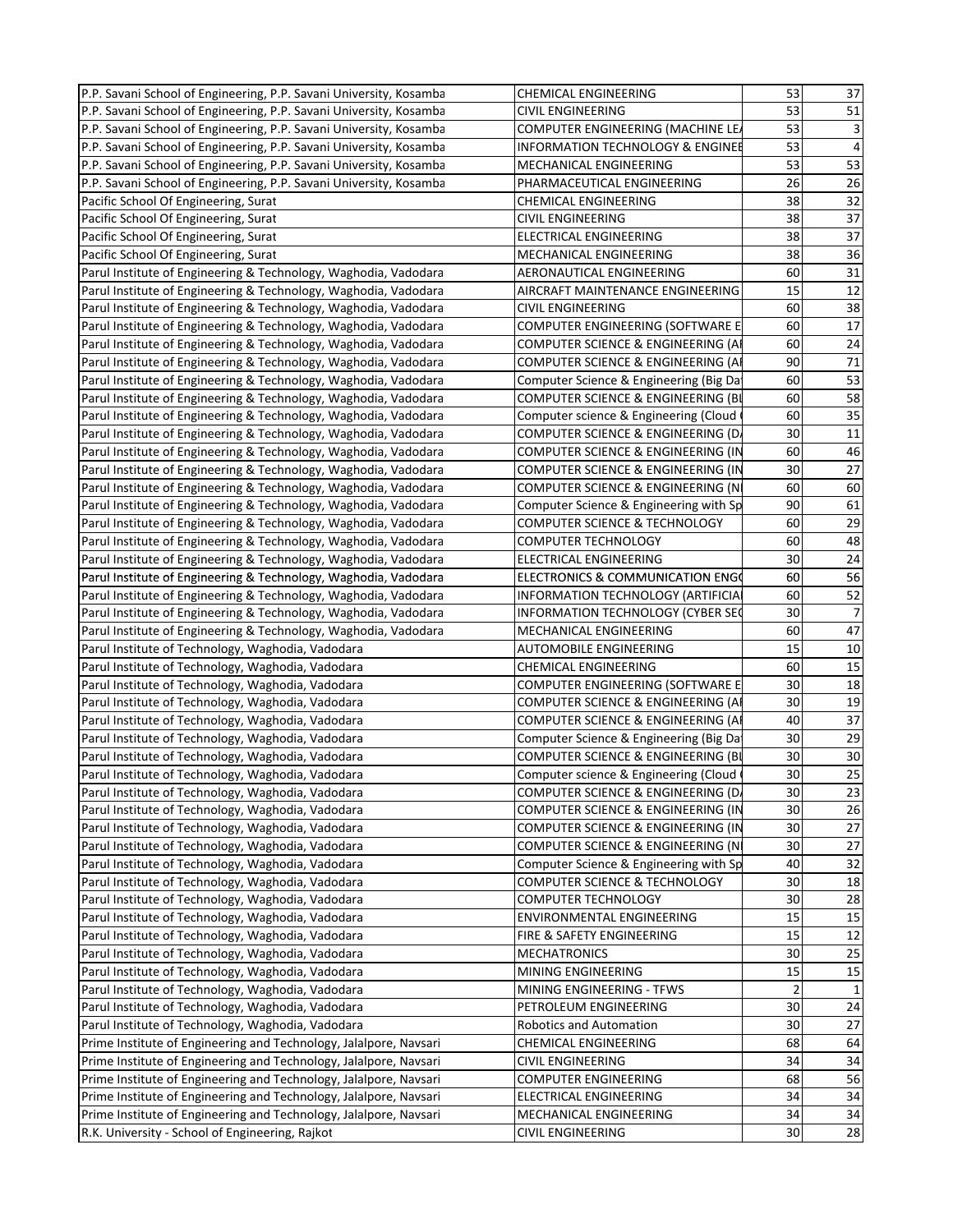| | | | |
|---|---|---|---|
| P.P. Savani School of Engineering, P.P. Savani University, Kosamba | CHEMICAL ENGINEERING | 53 | 37 |
| P.P. Savani School of Engineering, P.P. Savani University, Kosamba | CIVIL ENGINEERING | 53 | 51 |
| P.P. Savani School of Engineering, P.P. Savani University, Kosamba | COMPUTER ENGINEERING (MACHINE LE | 53 | 3 |
| P.P. Savani School of Engineering, P.P. Savani University, Kosamba | INFORMATION TECHNOLOGY & ENGINEE | 53 | 4 |
| P.P. Savani School of Engineering, P.P. Savani University, Kosamba | MECHANICAL ENGINEERING | 53 | 53 |
| P.P. Savani School of Engineering, P.P. Savani University, Kosamba | PHARMACEUTICAL ENGINEERING | 26 | 26 |
| Pacific School Of Engineering, Surat | CHEMICAL ENGINEERING | 38 | 32 |
| Pacific School Of Engineering, Surat | CIVIL ENGINEERING | 38 | 37 |
| Pacific School Of Engineering, Surat | ELECTRICAL ENGINEERING | 38 | 37 |
| Pacific School Of Engineering, Surat | MECHANICAL ENGINEERING | 38 | 36 |
| Parul Institute of Engineering & Technology, Waghodia, Vadodara | AERONAUTICAL ENGINEERING | 60 | 31 |
| Parul Institute of Engineering & Technology, Waghodia, Vadodara | AIRCRAFT MAINTENANCE ENGINEERING | 15 | 12 |
| Parul Institute of Engineering & Technology, Waghodia, Vadodara | CIVIL ENGINEERING | 60 | 38 |
| Parul Institute of Engineering & Technology, Waghodia, Vadodara | COMPUTER ENGINEERING (SOFTWARE E | 60 | 17 |
| Parul Institute of Engineering & Technology, Waghodia, Vadodara | COMPUTER SCIENCE & ENGINEERING (AI | 60 | 24 |
| Parul Institute of Engineering & Technology, Waghodia, Vadodara | COMPUTER SCIENCE & ENGINEERING (AI | 90 | 71 |
| Parul Institute of Engineering & Technology, Waghodia, Vadodara | Computer Science & Engineering (Big Da | 60 | 53 |
| Parul Institute of Engineering & Technology, Waghodia, Vadodara | COMPUTER SCIENCE & ENGINEERING (BI | 60 | 58 |
| Parul Institute of Engineering & Technology, Waghodia, Vadodara | Computer science & Engineering (Cloud | 60 | 35 |
| Parul Institute of Engineering & Technology, Waghodia, Vadodara | COMPUTER SCIENCE & ENGINEERING (D | 30 | 11 |
| Parul Institute of Engineering & Technology, Waghodia, Vadodara | COMPUTER SCIENCE & ENGINEERING (IN | 60 | 46 |
| Parul Institute of Engineering & Technology, Waghodia, Vadodara | COMPUTER SCIENCE & ENGINEERING (IN | 30 | 27 |
| Parul Institute of Engineering & Technology, Waghodia, Vadodara | COMPUTER SCIENCE & ENGINEERING (N | 60 | 60 |
| Parul Institute of Engineering & Technology, Waghodia, Vadodara | Computer Science & Engineering with Sp | 90 | 61 |
| Parul Institute of Engineering & Technology, Waghodia, Vadodara | COMPUTER SCIENCE & TECHNOLOGY | 60 | 29 |
| Parul Institute of Engineering & Technology, Waghodia, Vadodara | COMPUTER TECHNOLOGY | 60 | 48 |
| Parul Institute of Engineering & Technology, Waghodia, Vadodara | ELECTRICAL ENGINEERING | 30 | 24 |
| Parul Institute of Engineering & Technology, Waghodia, Vadodara | ELECTRONICS & COMMUNICATION ENG | 60 | 56 |
| Parul Institute of Engineering & Technology, Waghodia, Vadodara | INFORMATION TECHNOLOGY (ARTIFICIA | 60 | 52 |
| Parul Institute of Engineering & Technology, Waghodia, Vadodara | INFORMATION TECHNOLOGY (CYBER SE | 30 | 7 |
| Parul Institute of Engineering & Technology, Waghodia, Vadodara | MECHANICAL ENGINEERING | 60 | 47 |
| Parul Institute of Technology, Waghodia, Vadodara | AUTOMOBILE ENGINEERING | 15 | 10 |
| Parul Institute of Technology, Waghodia, Vadodara | CHEMICAL ENGINEERING | 60 | 15 |
| Parul Institute of Technology, Waghodia, Vadodara | COMPUTER ENGINEERING (SOFTWARE E | 30 | 18 |
| Parul Institute of Technology, Waghodia, Vadodara | COMPUTER SCIENCE & ENGINEERING (AI | 30 | 19 |
| Parul Institute of Technology, Waghodia, Vadodara | COMPUTER SCIENCE & ENGINEERING (AI | 40 | 37 |
| Parul Institute of Technology, Waghodia, Vadodara | Computer Science & Engineering (Big Da | 30 | 29 |
| Parul Institute of Technology, Waghodia, Vadodara | COMPUTER SCIENCE & ENGINEERING (BI | 30 | 30 |
| Parul Institute of Technology, Waghodia, Vadodara | Computer science & Engineering (Cloud | 30 | 25 |
| Parul Institute of Technology, Waghodia, Vadodara | COMPUTER SCIENCE & ENGINEERING (D | 30 | 23 |
| Parul Institute of Technology, Waghodia, Vadodara | COMPUTER SCIENCE & ENGINEERING (IN | 30 | 26 |
| Parul Institute of Technology, Waghodia, Vadodara | COMPUTER SCIENCE & ENGINEERING (IN | 30 | 27 |
| Parul Institute of Technology, Waghodia, Vadodara | COMPUTER SCIENCE & ENGINEERING (N | 30 | 27 |
| Parul Institute of Technology, Waghodia, Vadodara | Computer Science & Engineering with Sp | 40 | 32 |
| Parul Institute of Technology, Waghodia, Vadodara | COMPUTER SCIENCE & TECHNOLOGY | 30 | 18 |
| Parul Institute of Technology, Waghodia, Vadodara | COMPUTER TECHNOLOGY | 30 | 28 |
| Parul Institute of Technology, Waghodia, Vadodara | ENVIRONMENTAL ENGINEERING | 15 | 15 |
| Parul Institute of Technology, Waghodia, Vadodara | FIRE & SAFETY ENGINEERING | 15 | 12 |
| Parul Institute of Technology, Waghodia, Vadodara | MECHATRONICS | 30 | 25 |
| Parul Institute of Technology, Waghodia, Vadodara | MINING ENGINEERING | 15 | 15 |
| Parul Institute of Technology, Waghodia, Vadodara | MINING ENGINEERING - TFWS | 2 | 1 |
| Parul Institute of Technology, Waghodia, Vadodara | PETROLEUM ENGINEERING | 30 | 24 |
| Parul Institute of Technology, Waghodia, Vadodara | Robotics and Automation | 30 | 27 |
| Prime Institute of Engineering and Technology, Jalalpore, Navsari | CHEMICAL ENGINEERING | 68 | 64 |
| Prime Institute of Engineering and Technology, Jalalpore, Navsari | CIVIL ENGINEERING | 34 | 34 |
| Prime Institute of Engineering and Technology, Jalalpore, Navsari | COMPUTER ENGINEERING | 68 | 56 |
| Prime Institute of Engineering and Technology, Jalalpore, Navsari | ELECTRICAL ENGINEERING | 34 | 34 |
| Prime Institute of Engineering and Technology, Jalalpore, Navsari | MECHANICAL ENGINEERING | 34 | 34 |
| R.K. University - School of Engineering, Rajkot | CIVIL ENGINEERING | 30 | 28 |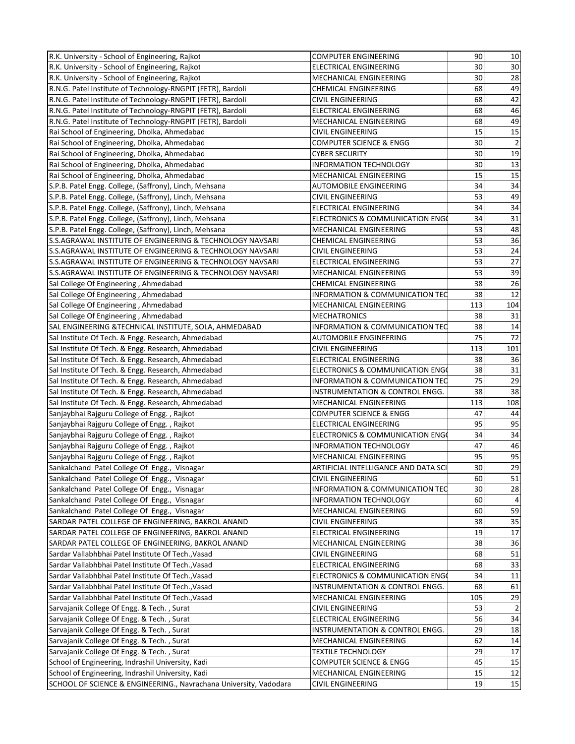| | | | |
|---|---|---|---|
| R.K. University - School of Engineering, Rajkot | COMPUTER ENGINEERING | 90 | 10 |
| R.K. University - School of Engineering, Rajkot | ELECTRICAL ENGINEERING | 30 | 30 |
| R.K. University - School of Engineering, Rajkot | MECHANICAL ENGINEERING | 30 | 28 |
| R.N.G. Patel Institute of Technology-RNGPIT (FETR), Bardoli | CHEMICAL ENGINEERING | 68 | 49 |
| R.N.G. Patel Institute of Technology-RNGPIT (FETR), Bardoli | CIVIL ENGINEERING | 68 | 42 |
| R.N.G. Patel Institute of Technology-RNGPIT (FETR), Bardoli | ELECTRICAL ENGINEERING | 68 | 46 |
| R.N.G. Patel Institute of Technology-RNGPIT (FETR), Bardoli | MECHANICAL ENGINEERING | 68 | 49 |
| Rai School of Engineering, Dholka, Ahmedabad | CIVIL ENGINEERING | 15 | 15 |
| Rai School of Engineering, Dholka, Ahmedabad | COMPUTER SCIENCE & ENGG | 30 | 2 |
| Rai School of Engineering, Dholka, Ahmedabad | CYBER SECURITY | 30 | 19 |
| Rai School of Engineering, Dholka, Ahmedabad | INFORMATION TECHNOLOGY | 30 | 13 |
| Rai School of Engineering, Dholka, Ahmedabad | MECHANICAL ENGINEERING | 15 | 15 |
| S.P.B. Patel Engg. College, (Saffrony), Linch, Mehsana | AUTOMOBILE ENGINEERING | 34 | 34 |
| S.P.B. Patel Engg. College, (Saffrony), Linch, Mehsana | CIVIL ENGINEERING | 53 | 49 |
| S.P.B. Patel Engg. College, (Saffrony), Linch, Mehsana | ELECTRICAL ENGINEERING | 34 | 34 |
| S.P.B. Patel Engg. College, (Saffrony), Linch, Mehsana | ELECTRONICS & COMMUNICATION ENGG | 34 | 31 |
| S.P.B. Patel Engg. College, (Saffrony), Linch, Mehsana | MECHANICAL ENGINEERING | 53 | 48 |
| S.S.AGRAWAL INSTITUTE OF ENGINEERING & TECHNOLOGY NAVSARI | CHEMICAL ENGINEERING | 53 | 36 |
| S.S.AGRAWAL INSTITUTE OF ENGINEERING & TECHNOLOGY NAVSARI | CIVIL ENGINEERING | 53 | 24 |
| S.S.AGRAWAL INSTITUTE OF ENGINEERING & TECHNOLOGY NAVSARI | ELECTRICAL ENGINEERING | 53 | 27 |
| S.S.AGRAWAL INSTITUTE OF ENGINEERING & TECHNOLOGY NAVSARI | MECHANICAL ENGINEERING | 53 | 39 |
| Sal College Of Engineering , Ahmedabad | CHEMICAL ENGINEERING | 38 | 26 |
| Sal College Of Engineering , Ahmedabad | INFORMATION & COMMUNICATION TEC | 38 | 12 |
| Sal College Of Engineering , Ahmedabad | MECHANICAL ENGINEERING | 113 | 104 |
| Sal College Of Engineering , Ahmedabad | MECHATRONICS | 38 | 31 |
| SAL ENGINEERING &TECHNICAL INSTITUTE, SOLA, AHMEDABAD | INFORMATION & COMMUNICATION TEC | 38 | 14 |
| Sal Institute Of Tech. & Engg. Research, Ahmedabad | AUTOMOBILE ENGINEERING | 75 | 72 |
| Sal Institute Of Tech. & Engg. Research, Ahmedabad | CIVIL ENGINEERING | 113 | 101 |
| Sal Institute Of Tech. & Engg. Research, Ahmedabad | ELECTRICAL ENGINEERING | 38 | 36 |
| Sal Institute Of Tech. & Engg. Research, Ahmedabad | ELECTRONICS & COMMUNICATION ENGG | 38 | 31 |
| Sal Institute Of Tech. & Engg. Research, Ahmedabad | INFORMATION & COMMUNICATION TEC | 75 | 29 |
| Sal Institute Of Tech. & Engg. Research, Ahmedabad | INSTRUMENTATION & CONTROL ENGG. | 38 | 38 |
| Sal Institute Of Tech. & Engg. Research, Ahmedabad | MECHANICAL ENGINEERING | 113 | 108 |
| Sanjaybhai Rajguru College of Engg. , Rajkot | COMPUTER SCIENCE & ENGG | 47 | 44 |
| Sanjaybhai Rajguru College of Engg. , Rajkot | ELECTRICAL ENGINEERING | 95 | 95 |
| Sanjaybhai Rajguru College of Engg. , Rajkot | ELECTRONICS & COMMUNICATION ENGG | 34 | 34 |
| Sanjaybhai Rajguru College of Engg. , Rajkot | INFORMATION TECHNOLOGY | 47 | 46 |
| Sanjaybhai Rajguru College of Engg. , Rajkot | MECHANICAL ENGINEERING | 95 | 95 |
| Sankalchand Patel College Of Engg., Visnagar | ARTIFICIAL INTELLIGANCE AND DATA SCI | 30 | 29 |
| Sankalchand Patel College Of Engg., Visnagar | CIVIL ENGINEERING | 60 | 51 |
| Sankalchand Patel College Of Engg., Visnagar | INFORMATION & COMMUNICATION TEC | 30 | 28 |
| Sankalchand Patel College Of Engg., Visnagar | INFORMATION TECHNOLOGY | 60 | 4 |
| Sankalchand Patel College Of Engg., Visnagar | MECHANICAL ENGINEERING | 60 | 59 |
| SARDAR PATEL COLLEGE OF ENGINEERING, BAKROL ANAND | CIVIL ENGINEERING | 38 | 35 |
| SARDAR PATEL COLLEGE OF ENGINEERING, BAKROL ANAND | ELECTRICAL ENGINEERING | 19 | 17 |
| SARDAR PATEL COLLEGE OF ENGINEERING, BAKROL ANAND | MECHANICAL ENGINEERING | 38 | 36 |
| Sardar Vallabhbhai Patel Institute Of Tech.,Vasad | CIVIL ENGINEERING | 68 | 51 |
| Sardar Vallabhbhai Patel Institute Of Tech.,Vasad | ELECTRICAL ENGINEERING | 68 | 33 |
| Sardar Vallabhbhai Patel Institute Of Tech.,Vasad | ELECTRONICS & COMMUNICATION ENGG | 34 | 11 |
| Sardar Vallabhbhai Patel Institute Of Tech.,Vasad | INSTRUMENTATION & CONTROL ENGG. | 68 | 61 |
| Sardar Vallabhbhai Patel Institute Of Tech.,Vasad | MECHANICAL ENGINEERING | 105 | 29 |
| Sarvajanik College Of Engg. & Tech. , Surat | CIVIL ENGINEERING | 53 | 2 |
| Sarvajanik College Of Engg. & Tech. , Surat | ELECTRICAL ENGINEERING | 56 | 34 |
| Sarvajanik College Of Engg. & Tech. , Surat | INSTRUMENTATION & CONTROL ENGG. | 29 | 18 |
| Sarvajanik College Of Engg. & Tech. , Surat | MECHANICAL ENGINEERING | 62 | 14 |
| Sarvajanik College Of Engg. & Tech. , Surat | TEXTILE TECHNOLOGY | 29 | 17 |
| School of Engineering, Indrashil University, Kadi | COMPUTER SCIENCE & ENGG | 45 | 15 |
| School of Engineering, Indrashil University, Kadi | MECHANICAL ENGINEERING | 15 | 12 |
| SCHOOL OF SCIENCE & ENGINEERING., Navrachana University, Vadodara | CIVIL ENGINEERING | 19 | 15 |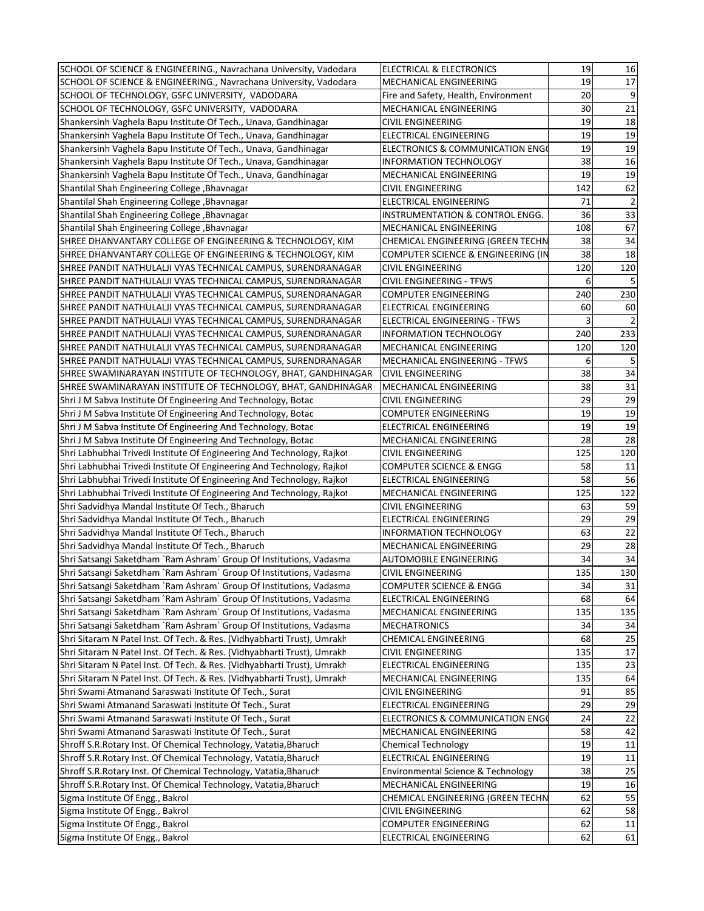| | | | |
|---|---|---|---|
| SCHOOL OF SCIENCE & ENGINEERING., Navrachana University, Vodadara | ELECTRICAL & ELECTRONICS | 19 | 16 |
| SCHOOL OF SCIENCE & ENGINEERING., Navrachana University, Vodadara | MECHANICAL ENGINEERING | 19 | 17 |
| SCHOOL OF TECHNOLOGY, GSFC UNIVERSITY, VADODARA | Fire and Safety, Health, Environment | 20 | 9 |
| SCHOOL OF TECHNOLOGY, GSFC UNIVERSITY, VADODARA | MECHANICAL ENGINEERING | 30 | 21 |
| Shankersinh Vaghela Bapu Institute Of Tech., Unava, Gandhinagar | CIVIL ENGINEERING | 19 | 18 |
| Shankersinh Vaghela Bapu Institute Of Tech., Unava, Gandhinagar | ELECTRICAL ENGINEERING | 19 | 19 |
| Shankersinh Vaghela Bapu Institute Of Tech., Unava, Gandhinagar | ELECTRONICS & COMMUNICATION ENGG | 19 | 19 |
| Shankersinh Vaghela Bapu Institute Of Tech., Unava, Gandhinagar | INFORMATION TECHNOLOGY | 38 | 16 |
| Shankersinh Vaghela Bapu Institute Of Tech., Unava, Gandhinagar | MECHANICAL ENGINEERING | 19 | 19 |
| Shantilal Shah Engineering College ,Bhavnagar | CIVIL ENGINEERING | 142 | 62 |
| Shantilal Shah Engineering College ,Bhavnagar | ELECTRICAL ENGINEERING | 71 | 2 |
| Shantilal Shah Engineering College ,Bhavnagar | INSTRUMENTATION & CONTROL ENGG. | 36 | 33 |
| Shantilal Shah Engineering College ,Bhavnagar | MECHANICAL ENGINEERING | 108 | 67 |
| SHREE DHANVANTARY COLLEGE OF ENGINEERING & TECHNOLOGY, KIM | CHEMICAL ENGINEERING (GREEN TECHN | 38 | 34 |
| SHREE DHANVANTARY COLLEGE OF ENGINEERING & TECHNOLOGY, KIM | COMPUTER SCIENCE & ENGINEERING (IN | 38 | 18 |
| SHREE PANDIT NATHULALJI VYAS TECHNICAL CAMPUS, SURENDRANAGAR | CIVIL ENGINEERING | 120 | 120 |
| SHREE PANDIT NATHULALJI VYAS TECHNICAL CAMPUS, SURENDRANAGAR | CIVIL ENGINEERING - TFWS | 6 | 5 |
| SHREE PANDIT NATHULALJI VYAS TECHNICAL CAMPUS, SURENDRANAGAR | COMPUTER ENGINEERING | 240 | 230 |
| SHREE PANDIT NATHULALJI VYAS TECHNICAL CAMPUS, SURENDRANAGAR | ELECTRICAL ENGINEERING | 60 | 60 |
| SHREE PANDIT NATHULALJI VYAS TECHNICAL CAMPUS, SURENDRANAGAR | ELECTRICAL ENGINEERING - TFWS | 3 | 2 |
| SHREE PANDIT NATHULALJI VYAS TECHNICAL CAMPUS, SURENDRANAGAR | INFORMATION TECHNOLOGY | 240 | 233 |
| SHREE PANDIT NATHULALJI VYAS TECHNICAL CAMPUS, SURENDRANAGAR | MECHANICAL ENGINEERING | 120 | 120 |
| SHREE PANDIT NATHULALJI VYAS TECHNICAL CAMPUS, SURENDRANAGAR | MECHANICAL ENGINEERING - TFWS | 6 | 5 |
| SHREE SWAMINARAYAN INSTITUTE OF TECHNOLOGY, BHAT, GANDHINAGAR | CIVIL ENGINEERING | 38 | 34 |
| SHREE SWAMINARAYAN INSTITUTE OF TECHNOLOGY, BHAT, GANDHINAGAR | MECHANICAL ENGINEERING | 38 | 31 |
| Shri J M Sabva Institute Of Engineering And Technology, Botad | CIVIL ENGINEERING | 29 | 29 |
| Shri J M Sabva Institute Of Engineering And Technology, Botad | COMPUTER ENGINEERING | 19 | 19 |
| Shri J M Sabva Institute Of Engineering And Technology, Botad | ELECTRICAL ENGINEERING | 19 | 19 |
| Shri J M Sabva Institute Of Engineering And Technology, Botad | MECHANICAL ENGINEERING | 28 | 28 |
| Shri Labhubhai Trivedi Institute Of Engineering And Technology, Rajkot | CIVIL ENGINEERING | 125 | 120 |
| Shri Labhubhai Trivedi Institute Of Engineering And Technology, Rajkot | COMPUTER SCIENCE & ENGG | 58 | 11 |
| Shri Labhubhai Trivedi Institute Of Engineering And Technology, Rajkot | ELECTRICAL ENGINEERING | 58 | 56 |
| Shri Labhubhai Trivedi Institute Of Engineering And Technology, Rajkot | MECHANICAL ENGINEERING | 125 | 122 |
| Shri Sadvidhya Mandal Institute Of Tech., Bharuch | CIVIL ENGINEERING | 63 | 59 |
| Shri Sadvidhya Mandal Institute Of Tech., Bharuch | ELECTRICAL ENGINEERING | 29 | 29 |
| Shri Sadvidhya Mandal Institute Of Tech., Bharuch | INFORMATION TECHNOLOGY | 63 | 22 |
| Shri Sadvidhya Mandal Institute Of Tech., Bharuch | MECHANICAL ENGINEERING | 29 | 28 |
| Shri Satsangi Saketdham `Ram Ashram` Group Of Institutions, Vadasma | AUTOMOBILE ENGINEERING | 34 | 34 |
| Shri Satsangi Saketdham `Ram Ashram` Group Of Institutions, Vadasma | CIVIL ENGINEERING | 135 | 130 |
| Shri Satsangi Saketdham `Ram Ashram` Group Of Institutions, Vadasma | COMPUTER SCIENCE & ENGG | 34 | 31 |
| Shri Satsangi Saketdham `Ram Ashram` Group Of Institutions, Vadasma | ELECTRICAL ENGINEERING | 68 | 64 |
| Shri Satsangi Saketdham `Ram Ashram` Group Of Institutions, Vadasma | MECHANICAL ENGINEERING | 135 | 135 |
| Shri Satsangi Saketdham `Ram Ashram` Group Of Institutions, Vadasma | MECHATRONICS | 34 | 34 |
| Shri Sitaram N Patel Inst. Of Tech. & Res. (Vidhyabharti Trust), Umrakh | CHEMICAL ENGINEERING | 68 | 25 |
| Shri Sitaram N Patel Inst. Of Tech. & Res. (Vidhyabharti Trust), Umrakh | CIVIL ENGINEERING | 135 | 17 |
| Shri Sitaram N Patel Inst. Of Tech. & Res. (Vidhyabharti Trust), Umrakh | ELECTRICAL ENGINEERING | 135 | 23 |
| Shri Sitaram N Patel Inst. Of Tech. & Res. (Vidhyabharti Trust), Umrakh | MECHANICAL ENGINEERING | 135 | 64 |
| Shri Swami Atmanand Saraswati Institute Of Tech., Surat | CIVIL ENGINEERING | 91 | 85 |
| Shri Swami Atmanand Saraswati Institute Of Tech., Surat | ELECTRICAL ENGINEERING | 29 | 29 |
| Shri Swami Atmanand Saraswati Institute Of Tech., Surat | ELECTRONICS & COMMUNICATION ENGG | 24 | 22 |
| Shri Swami Atmanand Saraswati Institute Of Tech., Surat | MECHANICAL ENGINEERING | 58 | 42 |
| Shroff S.R.Rotary Inst. Of Chemical Technology, Vatatia,Bharuch | Chemical Technology | 19 | 11 |
| Shroff S.R.Rotary Inst. Of Chemical Technology, Vatatia,Bharuch | ELECTRICAL ENGINEERING | 19 | 11 |
| Shroff S.R.Rotary Inst. Of Chemical Technology, Vatatia,Bharuch | Environmental Science & Technology | 38 | 25 |
| Shroff S.R.Rotary Inst. Of Chemical Technology, Vatatia,Bharuch | MECHANICAL ENGINEERING | 19 | 16 |
| Sigma Institute Of Engg., Bakrol | CHEMICAL ENGINEERING (GREEN TECHN | 62 | 55 |
| Sigma Institute Of Engg., Bakrol | CIVIL ENGINEERING | 62 | 58 |
| Sigma Institute Of Engg., Bakrol | COMPUTER ENGINEERING | 62 | 11 |
| Sigma Institute Of Engg., Bakrol | ELECTRICAL ENGINEERING | 62 | 61 |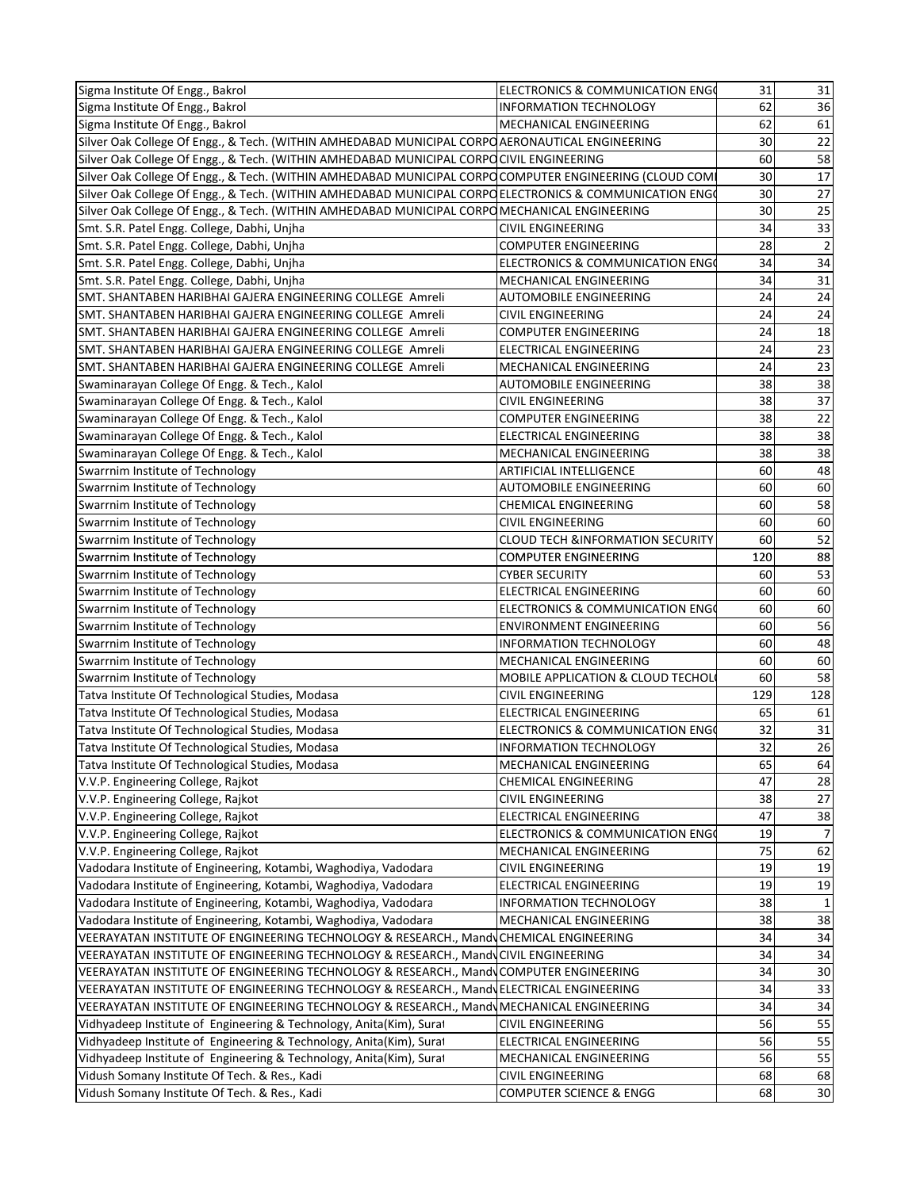| | | | |
|---|---|---|---|
| Sigma Institute Of Engg., Bakrol | ELECTRONICS & COMMUNICATION ENGG | 31 | 31 |
| Sigma Institute Of Engg., Bakrol | INFORMATION TECHNOLOGY | 62 | 36 |
| Sigma Institute Of Engg., Bakrol | MECHANICAL ENGINEERING | 62 | 61 |
| Silver Oak College Of Engg., & Tech. (WITHIN AMHEDABAD MUNICIPAL CORPO | AERONAUTICAL ENGINEERING | 30 | 22 |
| Silver Oak College Of Engg., & Tech. (WITHIN AMHEDABAD MUNICIPAL CORPO | CIVIL ENGINEERING | 60 | 58 |
| Silver Oak College Of Engg., & Tech. (WITHIN AMHEDABAD MUNICIPAL CORPO | COMPUTER ENGINEERING (CLOUD COMI | 30 | 17 |
| Silver Oak College Of Engg., & Tech. (WITHIN AMHEDABAD MUNICIPAL CORPO | ELECTRONICS & COMMUNICATION ENGG | 30 | 27 |
| Silver Oak College Of Engg., & Tech. (WITHIN AMHEDABAD MUNICIPAL CORPO | MECHANICAL ENGINEERING | 30 | 25 |
| Smt. S.R. Patel Engg. College, Dabhi, Unjha | CIVIL ENGINEERING | 34 | 33 |
| Smt. S.R. Patel Engg. College, Dabhi, Unjha | COMPUTER ENGINEERING | 28 | 2 |
| Smt. S.R. Patel Engg. College, Dabhi, Unjha | ELECTRONICS & COMMUNICATION ENGG | 34 | 34 |
| Smt. S.R. Patel Engg. College, Dabhi, Unjha | MECHANICAL ENGINEERING | 34 | 31 |
| SMT. SHANTABEN HARIBHAI GAJERA ENGINEERING COLLEGE Amreli | AUTOMOBILE ENGINEERING | 24 | 24 |
| SMT. SHANTABEN HARIBHAI GAJERA ENGINEERING COLLEGE Amreli | CIVIL ENGINEERING | 24 | 24 |
| SMT. SHANTABEN HARIBHAI GAJERA ENGINEERING COLLEGE Amreli | COMPUTER ENGINEERING | 24 | 18 |
| SMT. SHANTABEN HARIBHAI GAJERA ENGINEERING COLLEGE Amreli | ELECTRICAL ENGINEERING | 24 | 23 |
| SMT. SHANTABEN HARIBHAI GAJERA ENGINEERING COLLEGE Amreli | MECHANICAL ENGINEERING | 24 | 23 |
| Swaminarayan College Of Engg. & Tech., Kalol | AUTOMOBILE ENGINEERING | 38 | 38 |
| Swaminarayan College Of Engg. & Tech., Kalol | CIVIL ENGINEERING | 38 | 37 |
| Swaminarayan College Of Engg. & Tech., Kalol | COMPUTER ENGINEERING | 38 | 22 |
| Swaminarayan College Of Engg. & Tech., Kalol | ELECTRICAL ENGINEERING | 38 | 38 |
| Swaminarayan College Of Engg. & Tech., Kalol | MECHANICAL ENGINEERING | 38 | 38 |
| Swarrnim Institute of Technology | ARTIFICIAL INTELLIGENCE | 60 | 48 |
| Swarrnim Institute of Technology | AUTOMOBILE ENGINEERING | 60 | 60 |
| Swarrnim Institute of Technology | CHEMICAL ENGINEERING | 60 | 58 |
| Swarrnim Institute of Technology | CIVIL ENGINEERING | 60 | 60 |
| Swarrnim Institute of Technology | CLOUD TECH &INFORMATION SECURITY | 60 | 52 |
| Swarrnim Institute of Technology | COMPUTER ENGINEERING | 120 | 88 |
| Swarrnim Institute of Technology | CYBER SECURITY | 60 | 53 |
| Swarrnim Institute of Technology | ELECTRICAL ENGINEERING | 60 | 60 |
| Swarrnim Institute of Technology | ELECTRONICS & COMMUNICATION ENGG | 60 | 60 |
| Swarrnim Institute of Technology | ENVIRONMENT ENGINEERING | 60 | 56 |
| Swarrnim Institute of Technology | INFORMATION TECHNOLOGY | 60 | 48 |
| Swarrnim Institute of Technology | MECHANICAL ENGINEERING | 60 | 60 |
| Swarrnim Institute of Technology | MOBILE APPLICATION & CLOUD TECHOL | 60 | 58 |
| Tatva Institute Of Technological Studies, Modasa | CIVIL ENGINEERING | 129 | 128 |
| Tatva Institute Of Technological Studies, Modasa | ELECTRICAL ENGINEERING | 65 | 61 |
| Tatva Institute Of Technological Studies, Modasa | ELECTRONICS & COMMUNICATION ENGG | 32 | 31 |
| Tatva Institute Of Technological Studies, Modasa | INFORMATION TECHNOLOGY | 32 | 26 |
| Tatva Institute Of Technological Studies, Modasa | MECHANICAL ENGINEERING | 65 | 64 |
| V.V.P. Engineering College, Rajkot | CHEMICAL ENGINEERING | 47 | 28 |
| V.V.P. Engineering College, Rajkot | CIVIL ENGINEERING | 38 | 27 |
| V.V.P. Engineering College, Rajkot | ELECTRICAL ENGINEERING | 47 | 38 |
| V.V.P. Engineering College, Rajkot | ELECTRONICS & COMMUNICATION ENGG | 19 | 7 |
| V.V.P. Engineering College, Rajkot | MECHANICAL ENGINEERING | 75 | 62 |
| Vadodara Institute of Engineering, Kotambi, Waghodiya, Vadodara | CIVIL ENGINEERING | 19 | 19 |
| Vadodara Institute of Engineering, Kotambi, Waghodiya, Vadodara | ELECTRICAL ENGINEERING | 19 | 19 |
| Vadodara Institute of Engineering, Kotambi, Waghodiya, Vadodara | INFORMATION TECHNOLOGY | 38 | 1 |
| Vadodara Institute of Engineering, Kotambi, Waghodiya, Vadodara | MECHANICAL ENGINEERING | 38 | 38 |
| VEERAYATAN INSTITUTE OF ENGINEERING TECHNOLOGY & RESEARCH., Mandv | CHEMICAL ENGINEERING | 34 | 34 |
| VEERAYATAN INSTITUTE OF ENGINEERING TECHNOLOGY & RESEARCH., Mandv | CIVIL ENGINEERING | 34 | 34 |
| VEERAYATAN INSTITUTE OF ENGINEERING TECHNOLOGY & RESEARCH., Mandv | COMPUTER ENGINEERING | 34 | 30 |
| VEERAYATAN INSTITUTE OF ENGINEERING TECHNOLOGY & RESEARCH., Mandv | ELECTRICAL ENGINEERING | 34 | 33 |
| VEERAYATAN INSTITUTE OF ENGINEERING TECHNOLOGY & RESEARCH., Mandv | MECHANICAL ENGINEERING | 34 | 34 |
| Vidhyadeep Institute of Engineering & Technology, Anita(Kim), Surat | CIVIL ENGINEERING | 56 | 55 |
| Vidhyadeep Institute of Engineering & Technology, Anita(Kim), Surat | ELECTRICAL ENGINEERING | 56 | 55 |
| Vidhyadeep Institute of Engineering & Technology, Anita(Kim), Surat | MECHANICAL ENGINEERING | 56 | 55 |
| Vidush Somany Institute Of Tech. & Res., Kadi | CIVIL ENGINEERING | 68 | 68 |
| Vidush Somany Institute Of Tech. & Res., Kadi | COMPUTER SCIENCE & ENGG | 68 | 30 |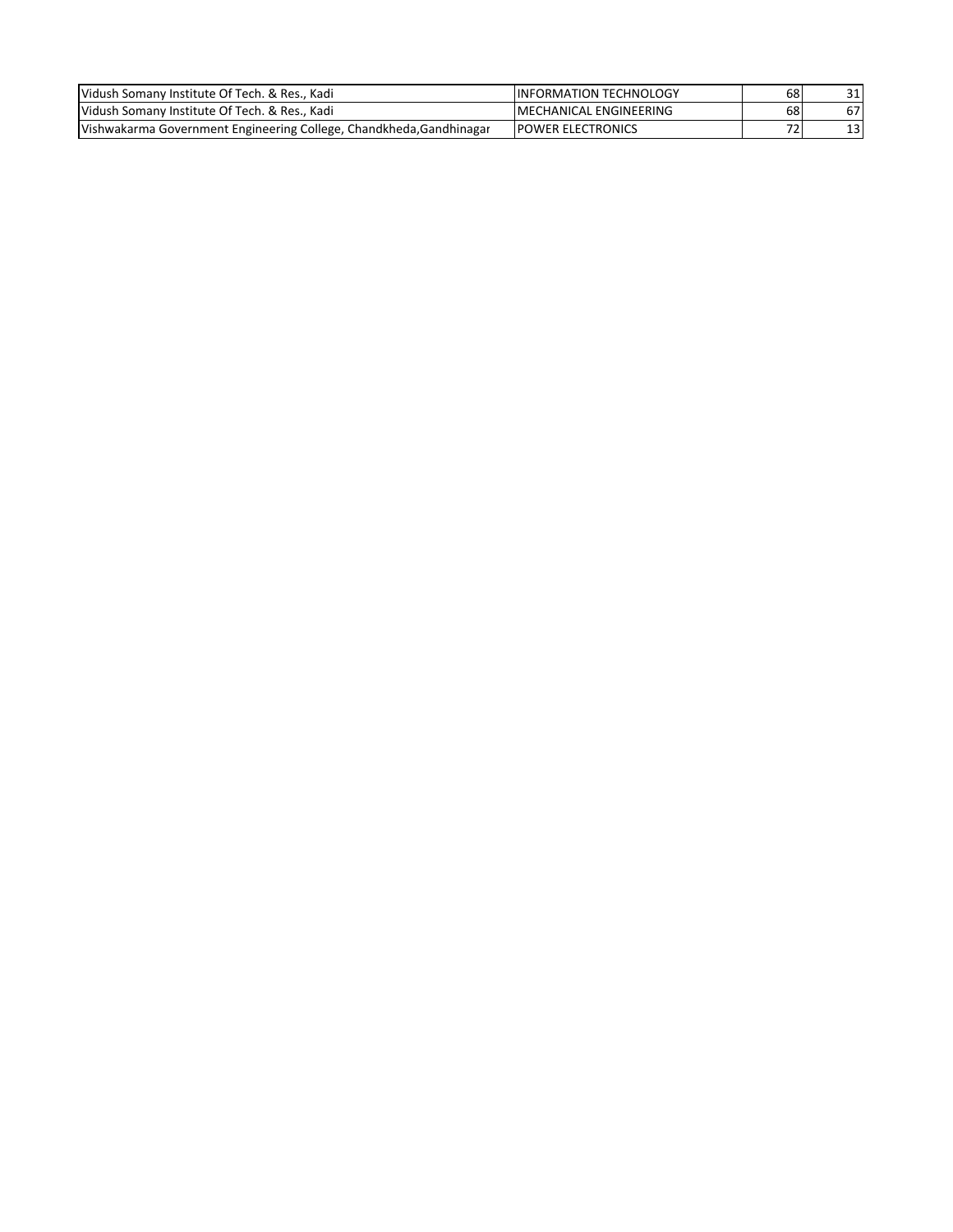| | | | |
|---|---|---|---|
| Vidush Somany Institute Of Tech. & Res., Kadi | INFORMATION TECHNOLOGY | 68 | 31 |
| Vidush Somany Institute Of Tech. & Res., Kadi | MECHANICAL ENGINEERING | 68 | 67 |
| Vishwakarma Government Engineering College, Chandkheda,Gandhinagar | POWER ELECTRONICS | 72 | 13 |